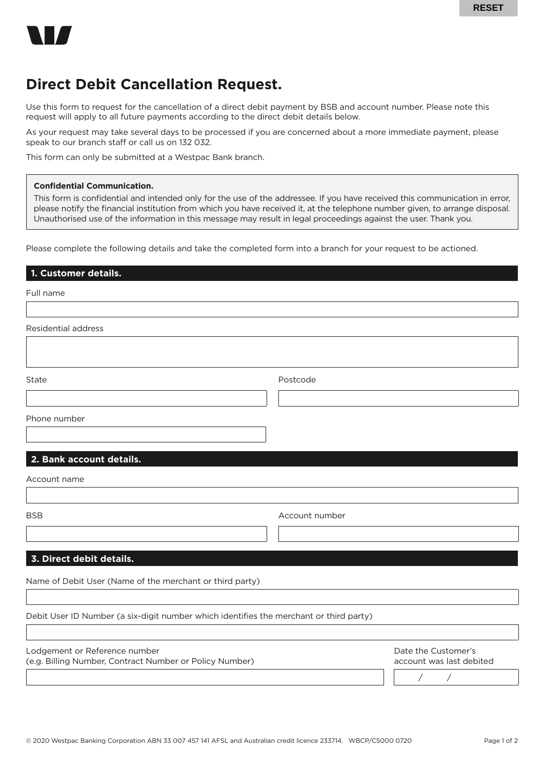# Direct Debit Cancellation Request.

Use this form to request for the cancellation of a direct debit payment by BSB and account number. Please note this request will apply to all future payments according to the direct debit details below.

As your request may take several days to be processed if you are concerned about a more immediate payment, please speak to our branch staff or call us on 132 032.

This form can only be submitted at a Westpac Bank branch.

> **Confidential Communication.**
>
> This form is confidential and intended only for the use of the addressee. If you have received this communication in error, please notify the financial institution from which you have received it, at the telephone number given, to arrange disposal. Unauthorised use of the information in this message may result in legal proceedings against the user. Thank you.

Please complete the following details and take the completed form into a branch for your request to be actioned.

## 1. Customer details.

Full name

Residential address

State

Postcode

Phone number

## 2. Bank account details.

Account name

BSB

Account number

## 3. Direct debit details.

Name of Debit User (Name of the merchant or third party)

Debit User ID Number (a six-digit number which identifies the merchant or third party)

Lodgement or Reference number
(e.g. Billing Number, Contract Number or Policy Number)

Date the Customer's account was last debited

/ /

© 2020 Westpac Banking Corporation ABN 33 007 457 141 AFSL and Australian credit licence 233714. WBCP/C5000 0720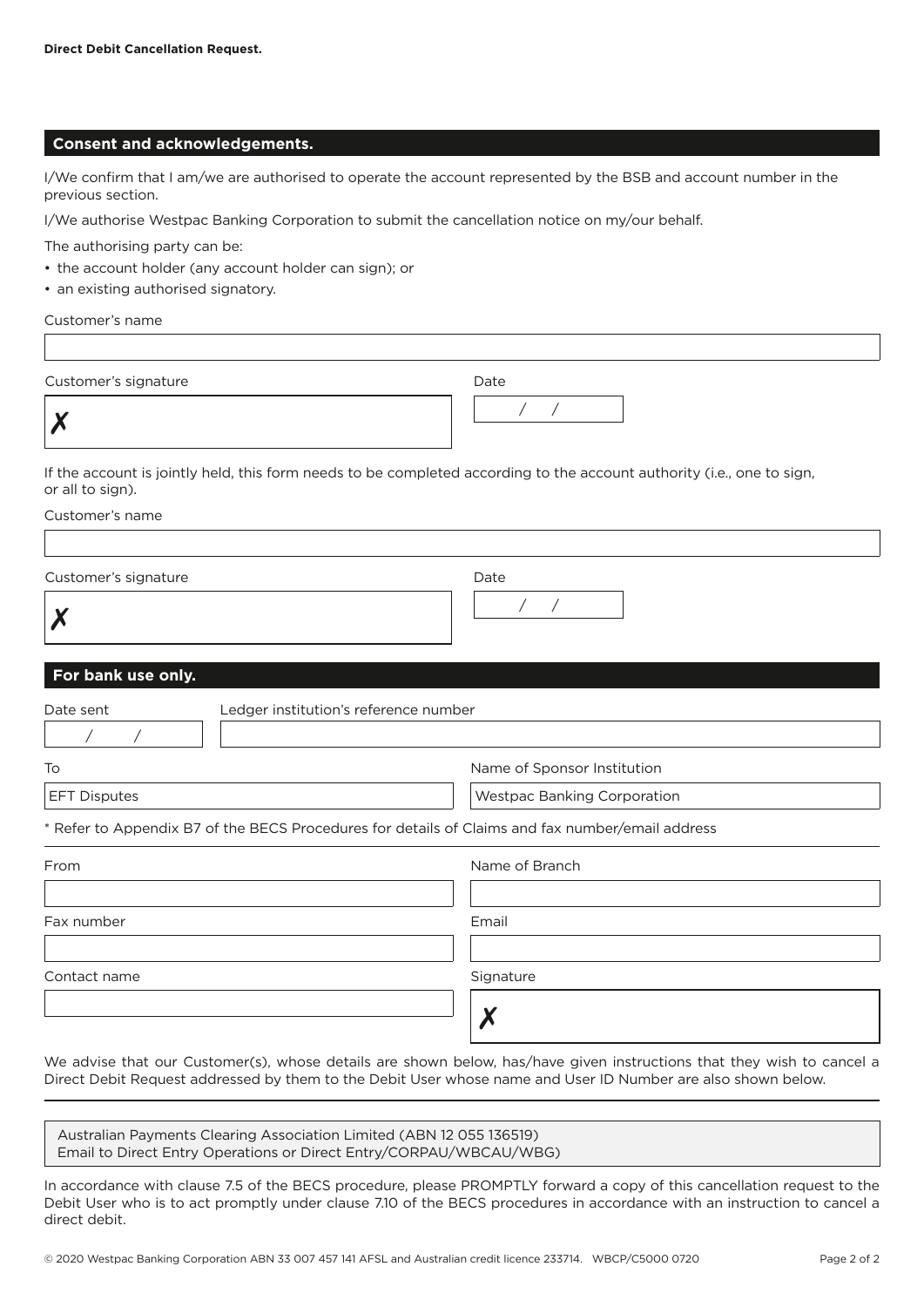**Direct Debit Cancellation Request.**

## Consent and acknowledgements.

I/We confirm that I am/we are authorised to operate the account represented by the BSB and account number in the previous section.

I/We authorise Westpac Banking Corporation to submit the cancellation notice on my/our behalf.

The authorising party can be:

- the account holder (any account holder can sign); or
- an existing authorised signatory.

Customer's name

Customer's signature ✗

Date / /

If the account is jointly held, this form needs to be completed according to the account authority (i.e., one to sign, or all to sign).

Customer's name

Customer's signature ✗

Date / /

## For bank use only.

Date sent / /

Ledger institution's reference number

To: EFT Disputes

Name of Sponsor Institution: Westpac Banking Corporation

* Refer to Appendix B7 of the BECS Procedures for details of Claims and fax number/email address

From

Name of Branch

Fax number

Email

Contact name

Signature ✗

We advise that our Customer(s), whose details are shown below, has/have given instructions that they wish to cancel a Direct Debit Request addressed by them to the Debit User whose name and User ID Number are also shown below.

Australian Payments Clearing Association Limited (ABN 12 055 136519)
Email to Direct Entry Operations or Direct Entry/CORPAU/WBCAU/WBG)

In accordance with clause 7.5 of the BECS procedure, please PROMPTLY forward a copy of this cancellation request to the Debit User who is to act promptly under clause 7.10 of the BECS procedures in accordance with an instruction to cancel a direct debit.

© 2020 Westpac Banking Corporation ABN 33 007 457 141 AFSL and Australian credit licence 233714. WBCP/C5000 0720